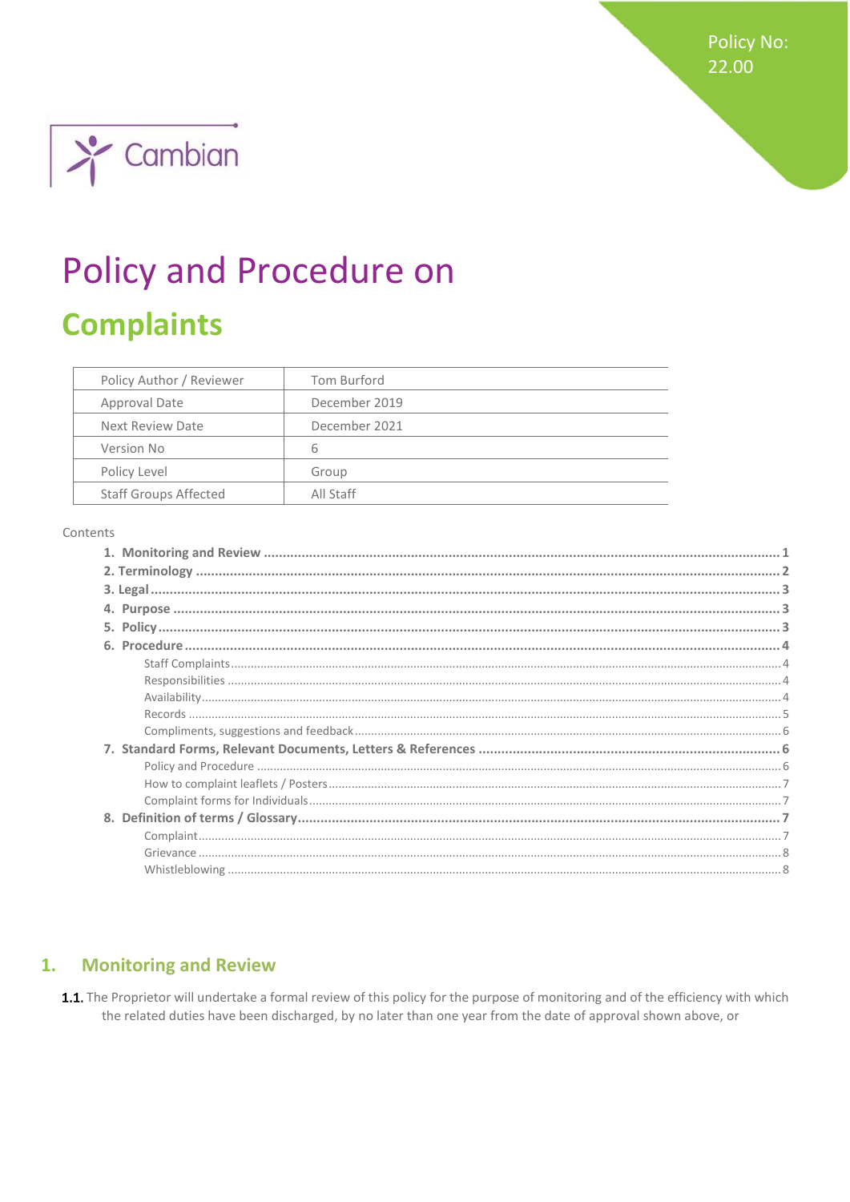Policy No: 22.00

Cambian

# Policy and Procedure on

# Complaints

| Policy Author / Reviewer | Tom Burford |
|---|---|
| Approval Date | December 2019 |
| Next Review Date | December 2021 |
| Version No | 6 |
| Policy Level | Group |
| Staff Groups Affected | All Staff |

Contents

1. **Monitoring and Review** ..... 1
2. **Terminology** ..... 2
3. **Legal** ..... 3
4. **Purpose** ..... 3
5. **Policy** ..... 3
6. **Procedure** ..... 4
   - Staff Complaints ..... 4
   - Responsibilities ..... 4
   - Availability ..... 4
   - Records ..... 5
   - Compliments, suggestions and feedback ..... 6
7. **Standard Forms, Relevant Documents, Letters & References** ..... 6
   - Policy and Procedure ..... 6
   - How to complaint leaflets / Posters ..... 7
   - Complaint forms for Individuals ..... 7
8. **Definition of terms / Glossary** ..... 7
   - Complaint ..... 7
   - Grievance ..... 8
   - Whistleblowing ..... 8

## 1. Monitoring and Review

**1.1.** The Proprietor will undertake a formal review of this policy for the purpose of monitoring and of the efficiency with which the related duties have been discharged, by no later than one year from the date of approval shown above, or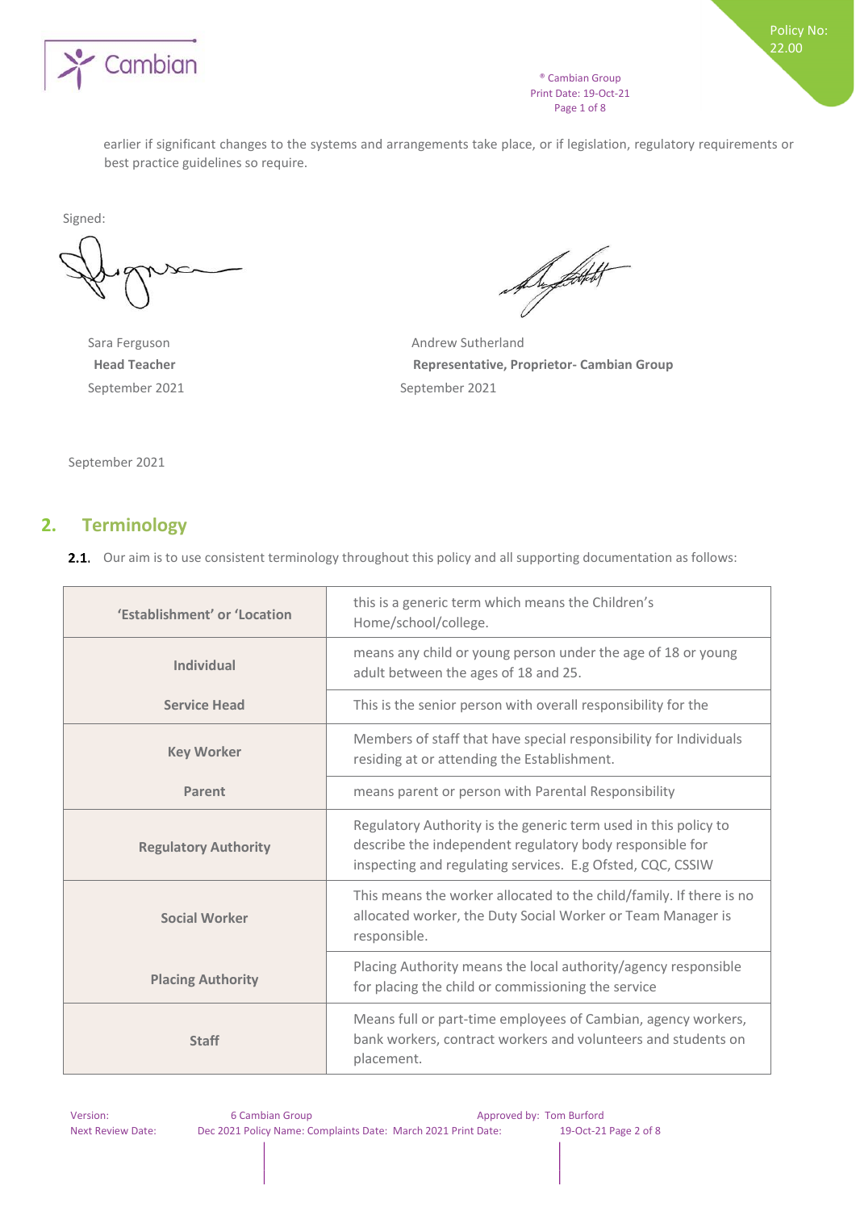earlier if significant changes to the systems and arrangements take place, or if legislation, regulatory requirements or best practice guidelines so require.

Signed:

| | |
|---|---|
| Sara Ferguson | Andrew Sutherland |
| **Head Teacher** | **Representative, Proprietor- Cambian Group** |
| September 2021 | September 2021 |

September 2021

## 2. Terminology

**2.1.** Our aim is to use consistent terminology throughout this policy and all supporting documentation as follows:

| | |
|---|---|
| **'Establishment' or 'Location** | this is a generic term which means the Children's Home/school/college. |
| **Individual** | means any child or young person under the age of 18 or young adult between the ages of 18 and 25. |
| **Service Head** | This is the senior person with overall responsibility for the |
| **Key Worker** | Members of staff that have special responsibility for Individuals residing at or attending the Establishment. |
| **Parent** | means parent or person with Parental Responsibility |
| **Regulatory Authority** | Regulatory Authority is the generic term used in this policy to describe the independent regulatory body responsible for inspecting and regulating services. E.g Ofsted, CQC, CSSIW |
| **Social Worker** | This means the worker allocated to the child/family. If there is no allocated worker, the Duty Social Worker or Team Manager is responsible. |
| **Placing Authority** | Placing Authority means the local authority/agency responsible for placing the child or commissioning the service |
| **Staff** | Means full or part-time employees of Cambian, agency workers, bank workers, contract workers and volunteers and students on placement. |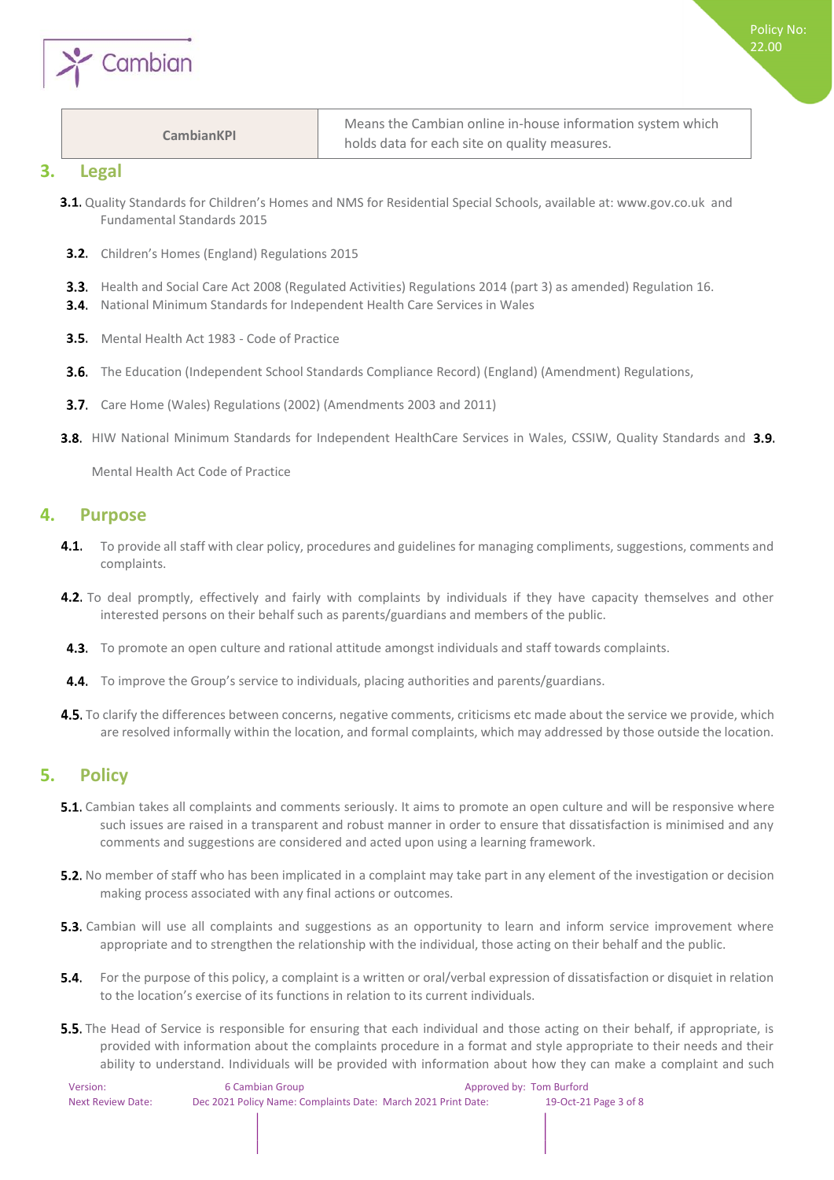| CambianKPI | Means the Cambian online in-house information system which holds data for each site on quality measures. |
|---|---|

## 3. Legal

3.1. Quality Standards for Children's Homes and NMS for Residential Special Schools, available at: www.gov.co.uk and Fundamental Standards 2015

3.2. Children's Homes (England) Regulations 2015

3.3. Health and Social Care Act 2008 (Regulated Activities) Regulations 2014 (part 3) as amended) Regulation 16.

3.4. National Minimum Standards for Independent Health Care Services in Wales

3.5. Mental Health Act 1983 - Code of Practice

3.6. The Education (Independent School Standards Compliance Record) (England) (Amendment) Regulations,

3.7. Care Home (Wales) Regulations (2002) (Amendments 2003 and 2011)

3.8. HIW National Minimum Standards for Independent HealthCare Services in Wales, CSSIW, Quality Standards and

3.9. Mental Health Act Code of Practice

## 4. Purpose

4.1. To provide all staff with clear policy, procedures and guidelines for managing compliments, suggestions, comments and complaints.

4.2. To deal promptly, effectively and fairly with complaints by individuals if they have capacity themselves and other interested persons on their behalf such as parents/guardians and members of the public.

4.3. To promote an open culture and rational attitude amongst individuals and staff towards complaints.

4.4. To improve the Group's service to individuals, placing authorities and parents/guardians.

4.5. To clarify the differences between concerns, negative comments, criticisms etc made about the service we provide, which are resolved informally within the location, and formal complaints, which may addressed by those outside the location.

## 5. Policy

5.1. Cambian takes all complaints and comments seriously. It aims to promote an open culture and will be responsive where such issues are raised in a transparent and robust manner in order to ensure that dissatisfaction is minimised and any comments and suggestions are considered and acted upon using a learning framework.

5.2. No member of staff who has been implicated in a complaint may take part in any element of the investigation or decision making process associated with any final actions or outcomes.

5.3. Cambian will use all complaints and suggestions as an opportunity to learn and inform service improvement where appropriate and to strengthen the relationship with the individual, those acting on their behalf and the public.

5.4. For the purpose of this policy, a complaint is a written or oral/verbal expression of dissatisfaction or disquiet in relation to the location's exercise of its functions in relation to its current individuals.

5.5. The Head of Service is responsible for ensuring that each individual and those acting on their behalf, if appropriate, is provided with information about the complaints procedure in a format and style appropriate to their needs and their ability to understand. Individuals will be provided with information about how they can make a complaint and such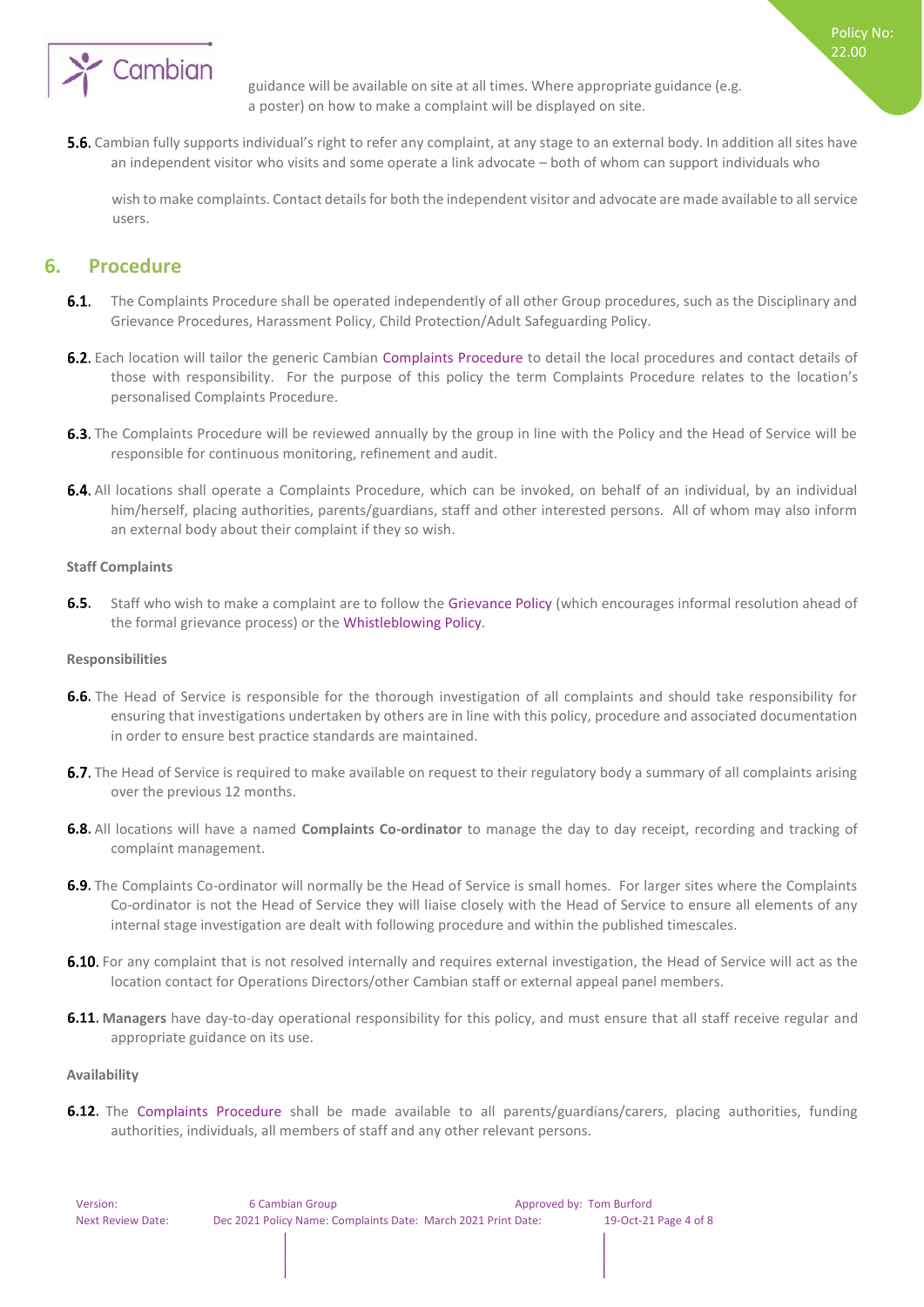guidance will be available on site at all times. Where appropriate guidance (e.g. a poster) on how to make a complaint will be displayed on site.

**5.6.** Cambian fully supports individual's right to refer any complaint, at any stage to an external body. In addition all sites have an independent visitor who visits and some operate a link advocate – both of whom can support individuals who wish to make complaints. Contact details for both the independent visitor and advocate are made available to all service users.

## 6. Procedure

**6.1.** The Complaints Procedure shall be operated independently of all other Group procedures, such as the Disciplinary and Grievance Procedures, Harassment Policy, Child Protection/Adult Safeguarding Policy.

**6.2.** Each location will tailor the generic Cambian Complaints Procedure to detail the local procedures and contact details of those with responsibility. For the purpose of this policy the term Complaints Procedure relates to the location's personalised Complaints Procedure.

**6.3.** The Complaints Procedure will be reviewed annually by the group in line with the Policy and the Head of Service will be responsible for continuous monitoring, refinement and audit.

**6.4.** All locations shall operate a Complaints Procedure, which can be invoked, on behalf of an individual, by an individual him/herself, placing authorities, parents/guardians, staff and other interested persons. All of whom may also inform an external body about their complaint if they so wish.

**Staff Complaints**

**6.5.** Staff who wish to make a complaint are to follow the Grievance Policy (which encourages informal resolution ahead of the formal grievance process) or the Whistleblowing Policy.

**Responsibilities**

**6.6.** The Head of Service is responsible for the thorough investigation of all complaints and should take responsibility for ensuring that investigations undertaken by others are in line with this policy, procedure and associated documentation in order to ensure best practice standards are maintained.

**6.7.** The Head of Service is required to make available on request to their regulatory body a summary of all complaints arising over the previous 12 months.

**6.8.** All locations will have a named **Complaints Co-ordinator** to manage the day to day receipt, recording and tracking of complaint management.

**6.9.** The Complaints Co-ordinator will normally be the Head of Service is small homes. For larger sites where the Complaints Co-ordinator is not the Head of Service they will liaise closely with the Head of Service to ensure all elements of any internal stage investigation are dealt with following procedure and within the published timescales.

**6.10.** For any complaint that is not resolved internally and requires external investigation, the Head of Service will act as the location contact for Operations Directors/other Cambian staff or external appeal panel members.

**6.11.** **Managers** have day-to-day operational responsibility for this policy, and must ensure that all staff receive regular and appropriate guidance on its use.

**Availability**

**6.12.** The Complaints Procedure shall be made available to all parents/guardians/carers, placing authorities, funding authorities, individuals, all members of staff and any other relevant persons.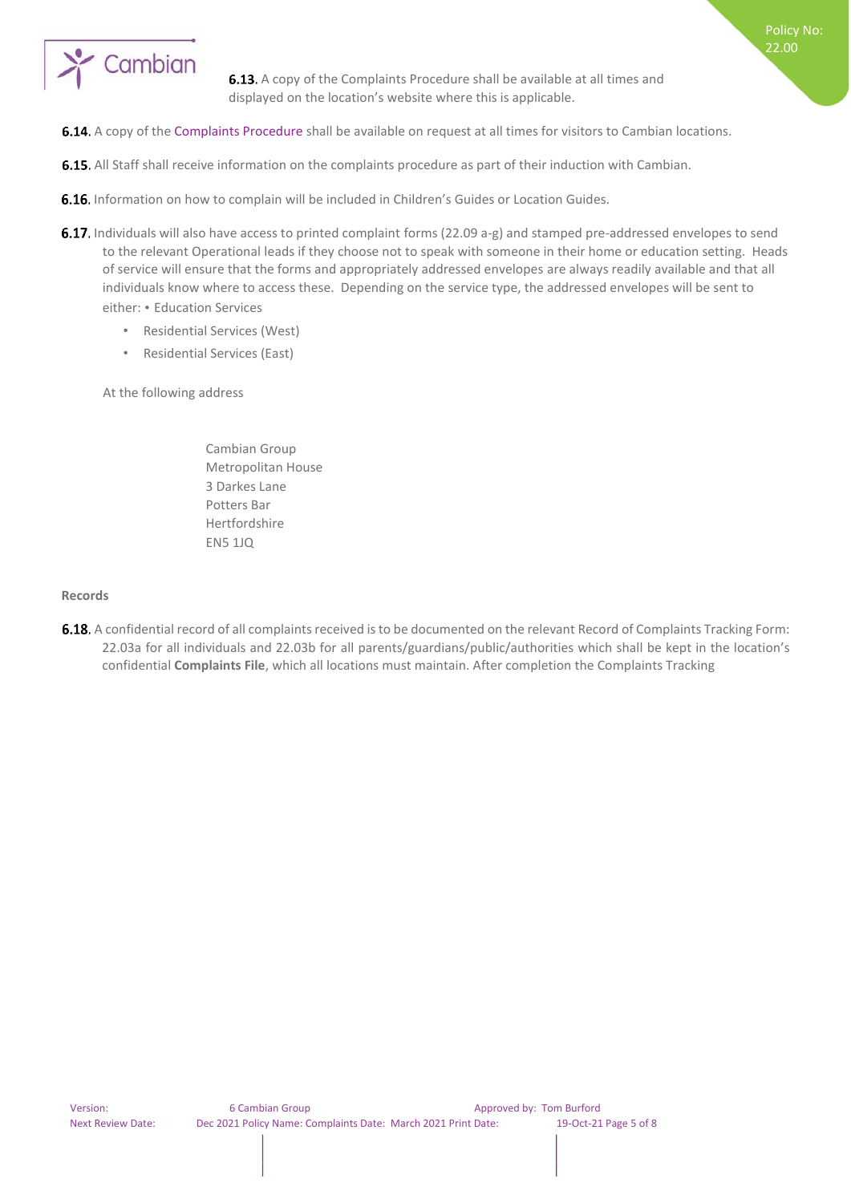**6.13.** A copy of the Complaints Procedure shall be available at all times and displayed on the location's website where this is applicable.

**6.14.** A copy of the Complaints Procedure shall be available on request at all times for visitors to Cambian locations.

**6.15.** All Staff shall receive information on the complaints procedure as part of their induction with Cambian.

**6.16.** Information on how to complain will be included in Children's Guides or Location Guides.

**6.17.** Individuals will also have access to printed complaint forms (22.09 a-g) and stamped pre-addressed envelopes to send to the relevant Operational leads if they choose not to speak with someone in their home or education setting. Heads of service will ensure that the forms and appropriately addressed envelopes are always readily available and that all individuals know where to access these. Depending on the service type, the addressed envelopes will be sent to either: • Education Services

- Residential Services (West)
- Residential Services (East)

At the following address

Cambian Group
Metropolitan House
3 Darkes Lane
Potters Bar
Hertfordshire
EN5 1JQ

**Records**

**6.18.** A confidential record of all complaints received is to be documented on the relevant Record of Complaints Tracking Form: 22.03a for all individuals and 22.03b for all parents/guardians/public/authorities which shall be kept in the location's confidential **Complaints File**, which all locations must maintain. After completion the Complaints Tracking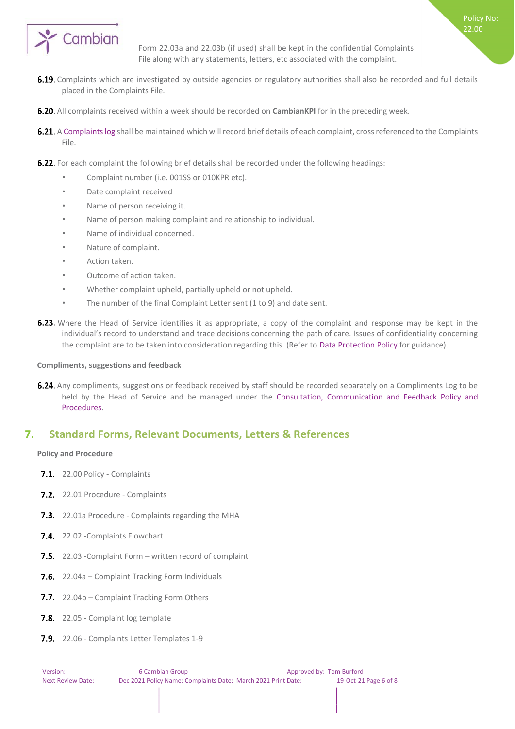Form 22.03a and 22.03b (if used) shall be kept in the confidential Complaints File along with any statements, letters, etc associated with the complaint.

**6.19.** Complaints which are investigated by outside agencies or regulatory authorities shall also be recorded and full details placed in the Complaints File.

**6.20.** All complaints received within a week should be recorded on **CambianKPI** for in the preceding week.

**6.21.** A Complaints log shall be maintained which will record brief details of each complaint, cross referenced to the Complaints File.

**6.22.** For each complaint the following brief details shall be recorded under the following headings:

- Complaint number (i.e. 001SS or 010KPR etc).
- Date complaint received
- Name of person receiving it.
- Name of person making complaint and relationship to individual.
- Name of individual concerned.
- Nature of complaint.
- Action taken.
- Outcome of action taken.
- Whether complaint upheld, partially upheld or not upheld.
- The number of the final Complaint Letter sent (1 to 9) and date sent.

**6.23.** Where the Head of Service identifies it as appropriate, a copy of the complaint and response may be kept in the individual's record to understand and trace decisions concerning the path of care. Issues of confidentiality concerning the complaint are to be taken into consideration regarding this. (Refer to Data Protection Policy for guidance).

**Compliments, suggestions and feedback**

**6.24.** Any compliments, suggestions or feedback received by staff should be recorded separately on a Compliments Log to be held by the Head of Service and be managed under the Consultation, Communication and Feedback Policy and Procedures.

## 7. Standard Forms, Relevant Documents, Letters & References

**Policy and Procedure**

**7.1.** 22.00 Policy - Complaints

**7.2.** 22.01 Procedure - Complaints

**7.3.** 22.01a Procedure - Complaints regarding the MHA

**7.4.** 22.02 -Complaints Flowchart

**7.5.** 22.03 -Complaint Form – written record of complaint

**7.6.** 22.04a – Complaint Tracking Form Individuals

**7.7.** 22.04b – Complaint Tracking Form Others

**7.8.** 22.05 - Complaint log template

**7.9.** 22.06 - Complaints Letter Templates 1-9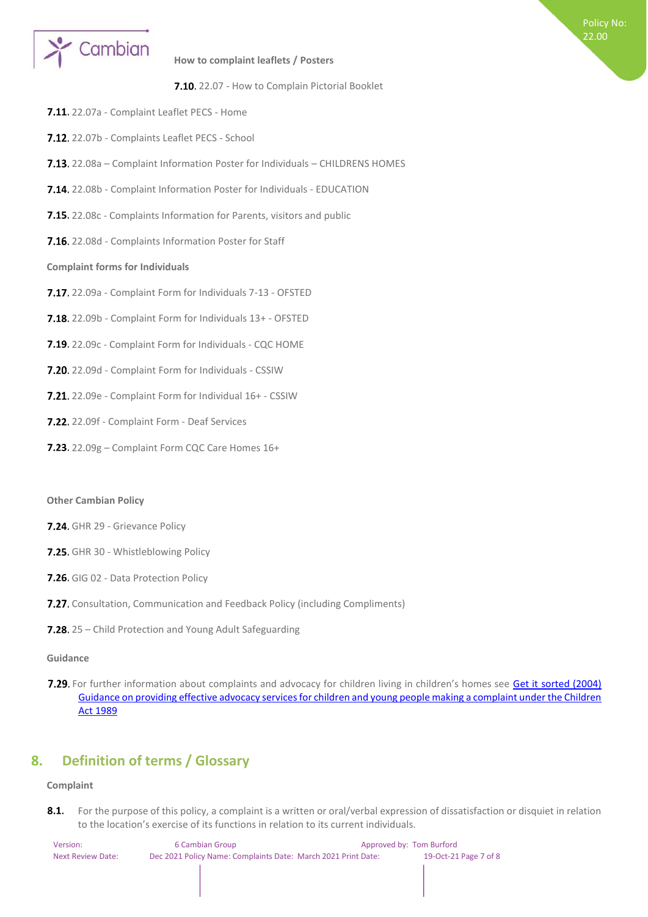**How to complaint leaflets / Posters**

**7.10.** 22.07 - How to Complain Pictorial Booklet

**7.11.** 22.07a - Complaint Leaflet PECS - Home

**7.12.** 22.07b - Complaints Leaflet PECS - School

**7.13.** 22.08a – Complaint Information Poster for Individuals – CHILDRENS HOMES

**7.14.** 22.08b - Complaint Information Poster for Individuals - EDUCATION

**7.15.** 22.08c - Complaints Information for Parents, visitors and public

**7.16.** 22.08d - Complaints Information Poster for Staff

**Complaint forms for Individuals**

**7.17.** 22.09a - Complaint Form for Individuals 7-13 - OFSTED

**7.18.** 22.09b - Complaint Form for Individuals 13+ - OFSTED

**7.19.** 22.09c - Complaint Form for Individuals - CQC HOME

**7.20.** 22.09d - Complaint Form for Individuals - CSSIW

**7.21.** 22.09e - Complaint Form for Individual 16+ - CSSIW

**7.22.** 22.09f - Complaint Form - Deaf Services

**7.23.** 22.09g – Complaint Form CQC Care Homes 16+

**Other Cambian Policy**

**7.24.** GHR 29 - Grievance Policy

**7.25.** GHR 30 - Whistleblowing Policy

**7.26.** GIG 02 - Data Protection Policy

**7.27.** Consultation, Communication and Feedback Policy (including Compliments)

**7.28.** 25 – Child Protection and Young Adult Safeguarding

**Guidance**

**7.29.** For further information about complaints and advocacy for children living in children's homes see Get it sorted (2004) Guidance on providing effective advocacy services for children and young people making a complaint under the Children Act 1989

## 8. Definition of terms / Glossary

**Complaint**

**8.1.** For the purpose of this policy, a complaint is a written or oral/verbal expression of dissatisfaction or disquiet in relation to the location's exercise of its functions in relation to its current individuals.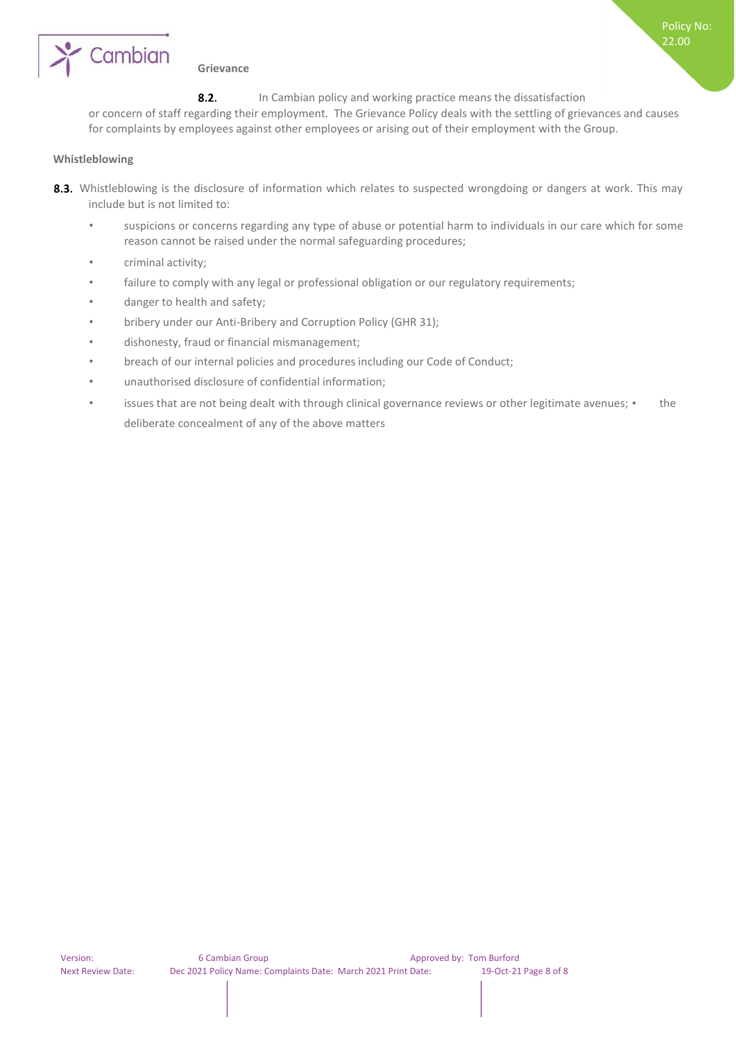**Grievance**

**8.2.** In Cambian policy and working practice means the dissatisfaction or concern of staff regarding their employment. The Grievance Policy deals with the settling of grievances and causes for complaints by employees against other employees or arising out of their employment with the Group.

**Whistleblowing**

**8.3.** Whistleblowing is the disclosure of information which relates to suspected wrongdoing or dangers at work. This may include but is not limited to:

- suspicions or concerns regarding any type of abuse or potential harm to individuals in our care which for some reason cannot be raised under the normal safeguarding procedures;
- criminal activity;
- failure to comply with any legal or professional obligation or our regulatory requirements;
- danger to health and safety;
- bribery under our Anti-Bribery and Corruption Policy (GHR 31);
- dishonesty, fraud or financial mismanagement;
- breach of our internal policies and procedures including our Code of Conduct;
- unauthorised disclosure of confidential information;
- issues that are not being dealt with through clinical governance reviews or other legitimate avenues;
- the deliberate concealment of any of the above matters